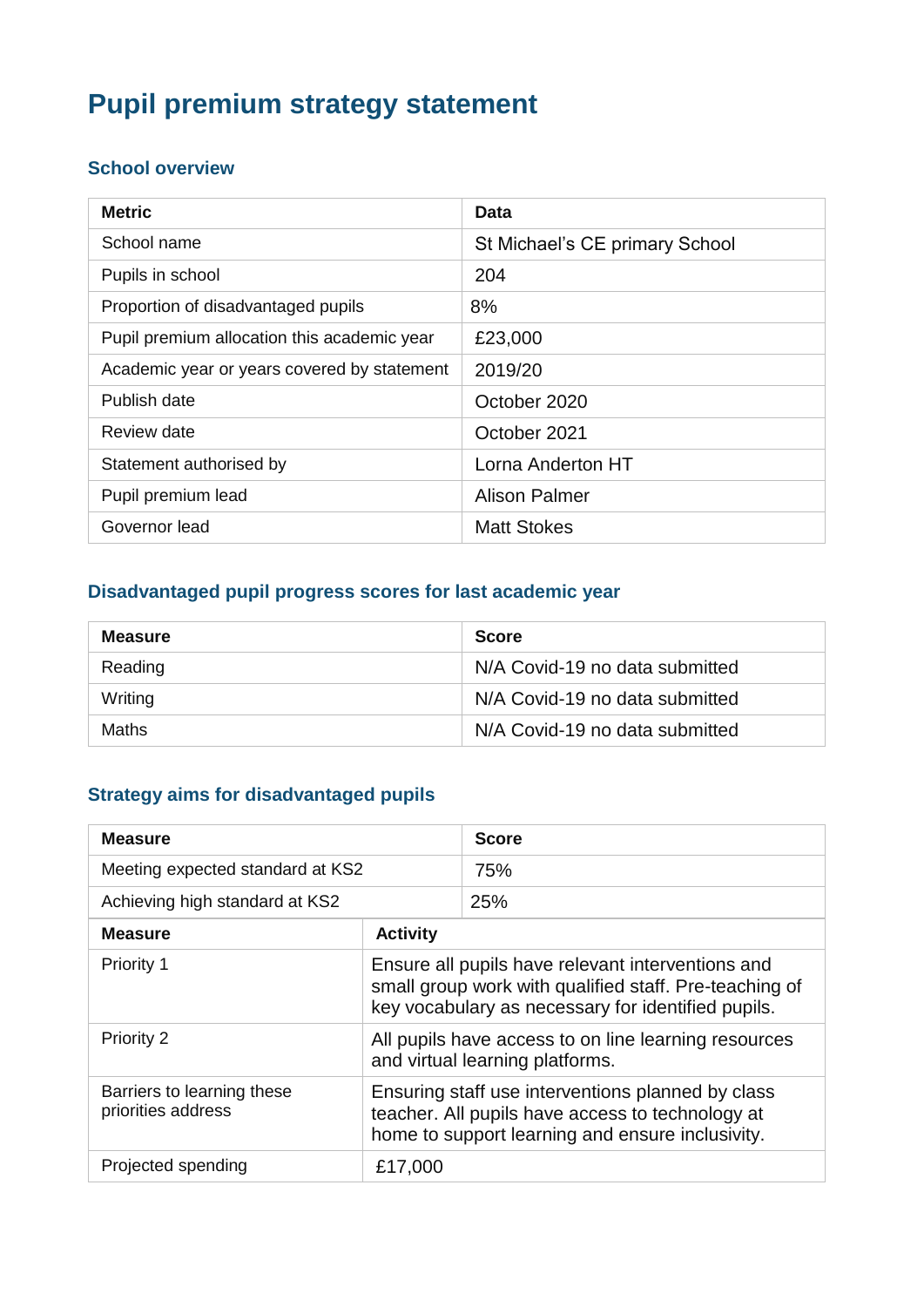# Pupil premium strategy statement

## School overview

| Metric | Data |
|---|---|
| School name | St Michael's CE primary School |
| Pupils in school | 204 |
| Proportion of disadvantaged pupils | 8% |
| Pupil premium allocation this academic year | £23,000 |
| Academic year or years covered by statement | 2019/20 |
| Publish date | October 2020 |
| Review date | October 2021 |
| Statement authorised by | Lorna Anderton HT |
| Pupil premium lead | Alison Palmer |
| Governor lead | Matt Stokes |

## Disadvantaged pupil progress scores for last academic year

| Measure | Score |
|---|---|
| Reading | N/A Covid-19 no data submitted |
| Writing | N/A Covid-19 no data submitted |
| Maths | N/A Covid-19 no data submitted |

## Strategy aims for disadvantaged pupils

| Measure | Score |
|---|---|
| Meeting expected standard at KS2 | 75% |
| Achieving high standard at KS2 | 25% |

| Measure | Activity |
|---|---|
| Priority 1 | Ensure all pupils have relevant interventions and small group work with qualified staff. Pre-teaching of key vocabulary as necessary for identified pupils. |
| Priority 2 | All pupils have access to on line learning resources and virtual learning platforms. |
| Barriers to learning these priorities address | Ensuring staff use interventions planned by class teacher. All pupils have access to technology at home to support learning and ensure inclusivity. |
| Projected spending | £17,000 |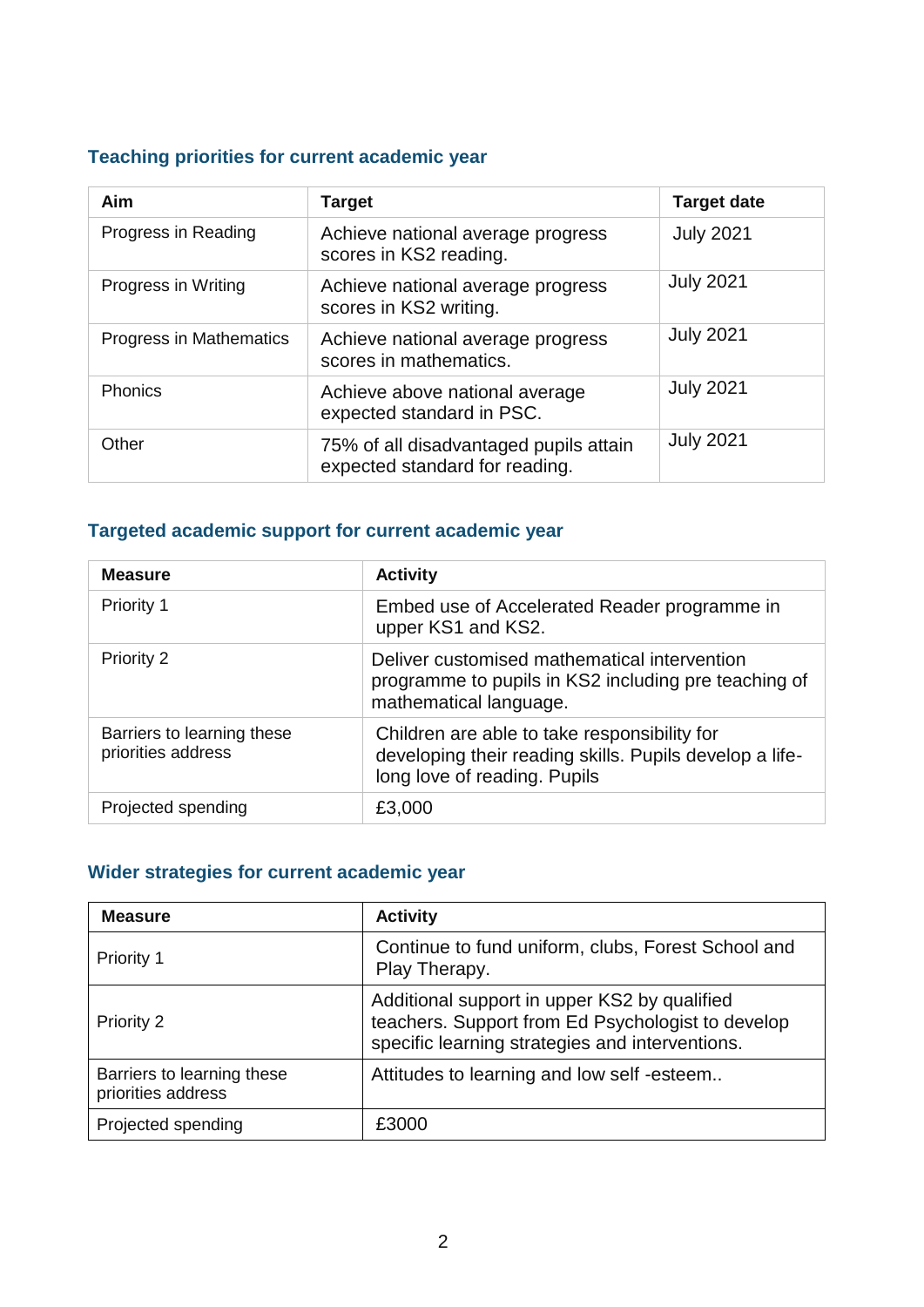### Teaching priorities for current academic year

| Aim | Target | Target date |
|---|---|---|
| Progress in Reading | Achieve national average progress scores in KS2 reading. | July 2021 |
| Progress in Writing | Achieve national average progress scores in KS2 writing. | July 2021 |
| Progress in Mathematics | Achieve national average progress scores in mathematics. | July 2021 |
| Phonics | Achieve above national average expected standard in PSC. | July 2021 |
| Other | 75% of all disadvantaged pupils attain expected standard for reading. | July 2021 |

### Targeted academic support for current academic year

| Measure | Activity |
|---|---|
| Priority 1 | Embed use of Accelerated Reader programme in upper KS1 and KS2. |
| Priority 2 | Deliver customised mathematical intervention programme to pupils in KS2 including pre teaching of mathematical language. |
| Barriers to learning these priorities address | Children are able to take responsibility for developing their reading skills. Pupils develop a life-long love of reading. Pupils |
| Projected spending | £3,000 |

### Wider strategies for current academic year

| Measure | Activity |
|---|---|
| Priority 1 | Continue to fund uniform, clubs, Forest School and Play Therapy. |
| Priority 2 | Additional support in upper KS2 by qualified teachers. Support from Ed Psychologist to develop specific learning strategies and interventions. |
| Barriers to learning these priorities address | Attitudes to learning and low self -esteem.. |
| Projected spending | £3000 |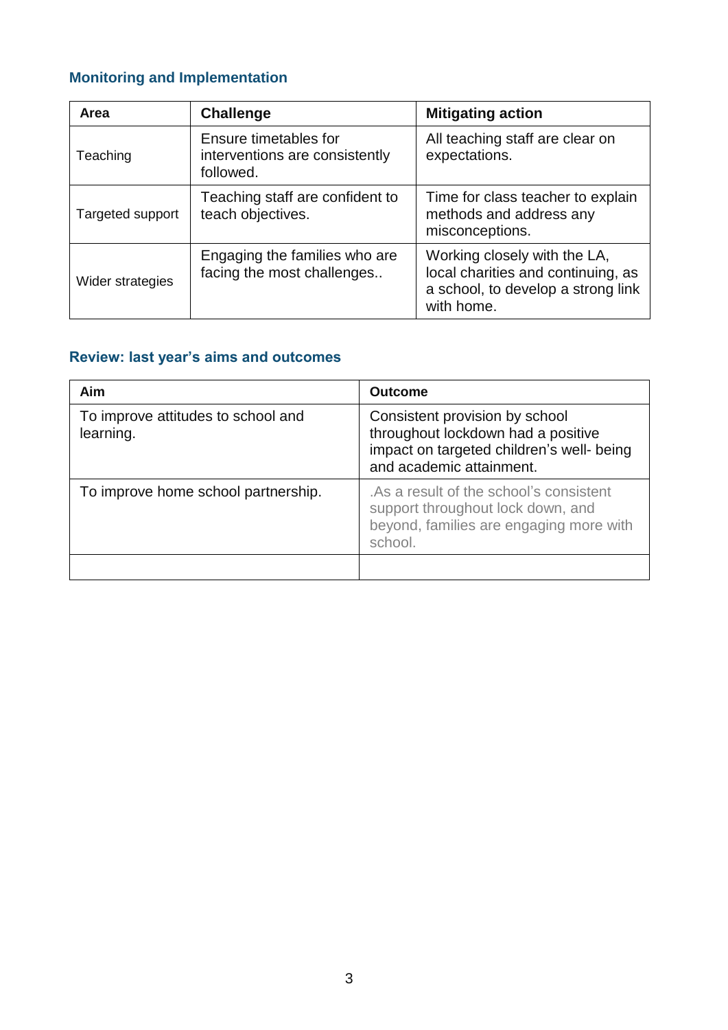## Monitoring and Implementation

| Area | Challenge | Mitigating action |
|---|---|---|
| Teaching | Ensure timetables for interventions are consistently followed. | All teaching staff are clear on expectations. |
| Targeted support | Teaching staff are confident to teach objectives. | Time for class teacher to explain methods and address any misconceptions. |
| Wider strategies | Engaging the families who are facing the most challenges.. | Working closely with the LA, local charities and continuing, as a school, to develop a strong link with home. |

## Review: last year's aims and outcomes

| Aim | Outcome |
|---|---|
| To improve attitudes to school and learning. | Consistent provision by school throughout lockdown had a positive impact on targeted children's well- being and academic attainment. |
| To improve home school partnership. | .As a result of the school's consistent support throughout lock down, and beyond, families are engaging more with school. |
| | |